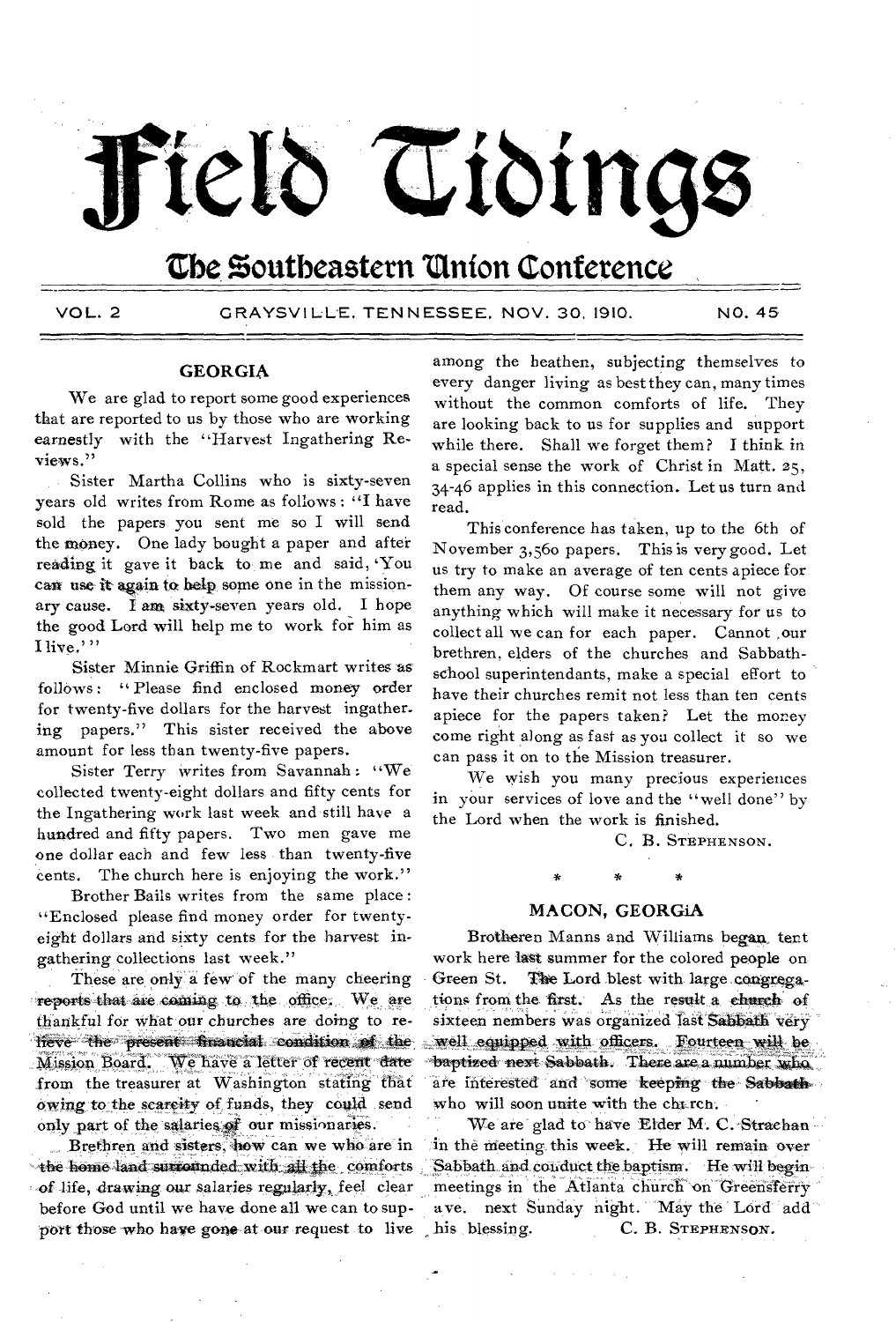# Field Tidings

## The Southeastern Union Conference

VOL. 2 GRAYSVILLE, TENNESSEE, NOV. 30, 1910. NO. 45

### GEORGIA

We are glad to report some good experiences that are reported to us by those who are working earnestly with the "Harvest Ingathering Reviews."

Sister Martha Collins who is sixty-seven years old writes from Rome as follows: "I have sold the papers you sent me so I will send the money. One lady bought a paper and after reading it gave it back to me and said, 'You can use it again to help some one in the missionary cause. I am sixty-seven years old. I hope the good Lord will help me to work for him as I live.'"

Sister Minnie Griffin of Rockmart writes as follows: "Please find enclosed money order for twenty-five dollars for the harvest ingathering papers." This sister received the above amount for less than twenty-five papers.

Sister Terry writes from Savannah: "We collected twenty-eight dollars and fifty cents for the Ingathering work last week and still have a hundred and fifty papers. Two men gave me one dollar each and few less than twenty-five cents. The church here is enjoying the work."

Brother Bails writes from the same place: "Enclosed please find money order for twenty-eight dollars and sixty cents for the harvest ingathering collections last week."

These are only a few of the many cheering reports that are coming to the office. We are thankful for what our churches are doing to relieve the present financial condition of the Mission Board. We have a letter of recent date from the treasurer at Washington stating that owing to the scarcity of funds, they could send only part of the salaries of our missionaries.

Brethren and sisters, how can we who are in the home land surrounded with all the comforts of life, drawing our salaries regularly, feel clear before God until we have done all we can to support those who have gone at our request to live among the heathen, subjecting themselves to every danger living as best they can, many times without the common comforts of life. They are looking back to us for supplies and support while there. Shall we forget them? I think in a special sense the work of Christ in Matt. 25, 34-46 applies in this connection. Let us turn and read.

This conference has taken, up to the 6th of November 3,560 papers. This is very good. Let us try to make an average of ten cents apiece for them any way. Of course some will not give anything which will make it necessary for us to collect all we can for each paper. Cannot our brethren, elders of the churches and Sabbath-school superintendants, make a special effort to have their churches remit not less than ten cents apiece for the papers taken? Let the money come right along as fast as you collect it so we can pass it on to the Mission treasurer.

We wish you many precious experiences in your services of love and the "well done" by the Lord when the work is finished.

C. B. STEPHENSON.

\* \* \*

### MACON, GEORGIA

Brotheren Manns and Williams began tent work here last summer for the colored people on Green St. The Lord blest with large congregations from the first. As the result a church of sixteen members was organized last Sabbath very well equipped with officers. Fourteen will be baptized next Sabbath. There are a number who are interested and some keeping the Sabbath who will soon unite with the church.

We are glad to have Elder M. C. Strachan in the meeting this week. He will remain over Sabbath and conduct the baptism. He will begin meetings in the Atlanta church on Greensferry ave. next Sunday night. May the Lord add his blessing.

C. B. STEPHENSON.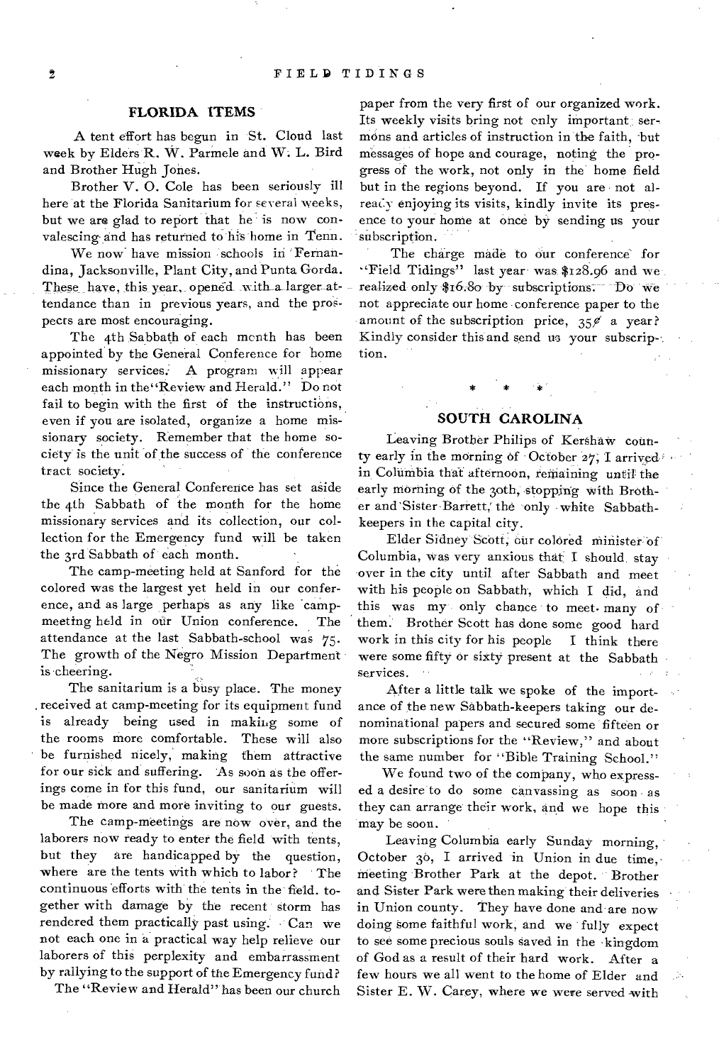## FLORIDA ITEMS

A tent effort has begun in St. Cloud last week by Elders R. W. Parmele and W. L. Bird and Brother Hugh Jones.

Brother V. O. Cole has been seriously ill here at the Florida Sanitarium for several weeks, but we are glad to report that he is now convalescing and has returned to his home in Tenn.

We now have mission schools in Fernandina, Jacksonville, Plant City, and Punta Gorda. These have, this year, opened with a larger attendance than in previous years, and the prospects are most encouraging.

The 4th Sabbath of each month has been appointed by the General Conference for home missionary services. A program will appear each month in the "Review and Herald." Do not fail to begin with the first of the instructions, even if you are isolated, organize a home missionary society. Remember that the home society is the unit of the success of the conference tract society.

Since the General Conference has set aside the 4th Sabbath of the month for the home missionary services and its collection, our collection for the Emergency fund will be taken the 3rd Sabbath of each month.

The camp-meeting held at Sanford for the colored was the largest yet held in our conference, and as large perhaps as any like camp-meeting held in our Union conference. The attendance at the last Sabbath-school was 75. The growth of the Negro Mission Department is cheering.

The sanitarium is a busy place. The money received at camp-meeting for its equipment fund is already being used in making some of the rooms more comfortable. These will also be furnished nicely, making them attractive for our sick and suffering. As soon as the offerings come in for this fund, our sanitarium will be made more and more inviting to our guests.

The camp-meetings are now over, and the laborers now ready to enter the field with tents, but they are handicapped by the question, where are the tents with which to labor? The continuous efforts with the tents in the field, together with damage by the recent storm has rendered them practically past using. Can we not each one in a practical way help relieve our laborers of this perplexity and embarrassment by rallying to the support of the Emergency fund?

The "Review and Herald" has been our church paper from the very first of our organized work. Its weekly visits bring not only important sermons and articles of instruction in the faith, but messages of hope and courage, noting the progress of the work, not only in the home field but in the regions beyond. If you are not already enjoying its visits, kindly invite its presence to your home at once by sending us your subscription.

The charge made to our conference for "Field Tidings" last year was $128.96 and we realized only $16.80 by subscriptions. Do we not appreciate our home conference paper to the amount of the subscription price, 35¢ a year? Kindly consider this and send us your subscription.

\* \* \*

## SOUTH CAROLINA

Leaving Brother Philips of Kershaw county early in the morning of October 27, I arrived in Columbia that afternoon, remaining until the early morning of the 30th, stopping with Brother and Sister Barrett, the only white Sabbath-keepers in the capital city.

Elder Sidney Scott, our colored minister of Columbia, was very anxious that I should stay over in the city until after Sabbath and meet with his people on Sabbath, which I did, and this was my only chance to meet many of them. Brother Scott has done some good hard work in this city for his people I think there were some fifty or sixty present at the Sabbath services.

After a little talk we spoke of the importance of the new Sabbath-keepers taking our denominational papers and secured some fifteen or more subscriptions for the "Review," and about the same number for "Bible Training School."

We found two of the company, who expressed a desire to do some canvassing as soon as they can arrange their work, and we hope this may be soon.

Leaving Columbia early Sunday morning, October 30, I arrived in Union in due time, meeting Brother Park at the depot. Brother and Sister Park were then making their deliveries in Union county. They have done and are now doing some faithful work, and we fully expect to see some precious souls saved in the kingdom of God as a result of their hard work. After a few hours we all went to the home of Elder and Sister E. W. Carey, where we were served with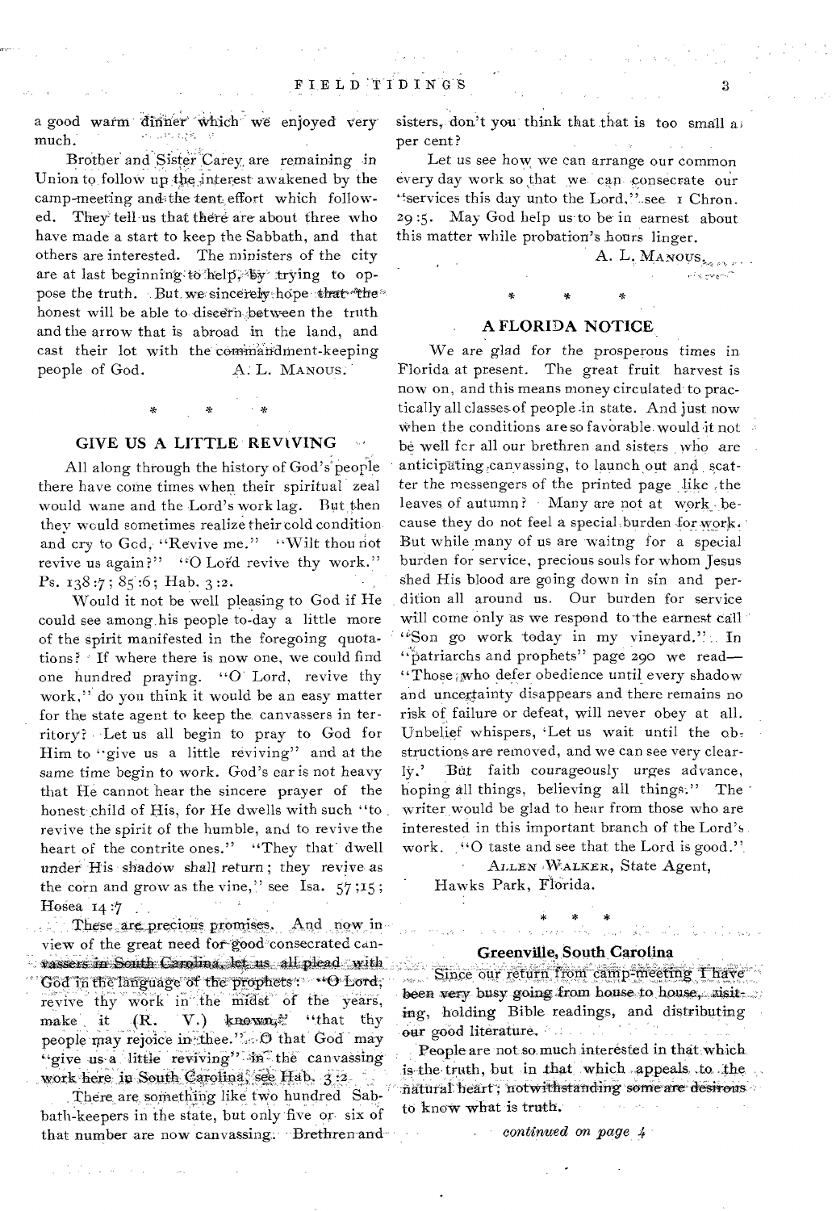a good warm dinner which we enjoyed very much.

Brother and Sister Carey are remaining in Union to follow up the interest awakened by the camp-meeting and the tent effort which followed. They tell us that there are about three who have made a start to keep the Sabbath, and that others are interested. The ministers of the city are at last beginning to help, by trying to oppose the truth. But we sincerely hope that the honest will be able to discern between the truth and the arrow that is abroad in the land, and cast their lot with the commandment-keeping people of God.

A. L. MANOUS.

\* \* \*

## GIVE US A LITTLE REVIVING

All along through the history of God's people there have come times when their spiritual zeal would wane and the Lord's work lag. But then they would sometimes realize their cold condition and cry to God, "Revive me." "Wilt thou not revive us again?" "O Lord revive thy work." Ps. 138:7; 85:6; Hab. 3:2.

Would it not be well pleasing to God if He could see among his people to-day a little more of the spirit manifested in the foregoing quotations? If where there is now one, we could find one hundred praying. "O Lord, revive thy work," do you think it would be an easy matter for the state agent to keep the canvassers in territory? Let us all begin to pray to God for Him to "give us a little reviving" and at the same time begin to work. God's ear is not heavy that He cannot hear the sincere prayer of the honest child of His, for He dwells with such "to revive the spirit of the humble, and to revive the heart of the contrite ones." "They that dwell under His shadow shall return; they revive as the corn and grow as the vine," see Isa. 57:15; Hosea 14:7

These are precious promises. And now in view of the great need for good consecrated canvassers in South Carolina, let us all plead with God in the language of the prophets: "O Lord, revive thy work in the midst of the years, make it (R. V.) known," "that thy people may rejoice in thee." O that God may "give us a little reviving" in the canvassing work here in South Carolina, see Hab. 3:2.

There are something like two hundred Sabbath-keepers in the state, but only five or six of that number are now canvassing. Brethren and sisters, don't you think that that is too small a per cent?

Let us see how we can arrange our common every day work so that we can consecrate our "services this day unto the Lord," see 1 Chron. 29:5. May God help us to be in earnest about this matter while probation's hours linger.

A. L. MANOUS.

\* \* \*

## A FLORIDA NOTICE

We are glad for the prosperous times in Florida at present. The great fruit harvest is now on, and this means money circulated to practically all classes of people in state. And just now when the conditions are so favorable would it not be well for all our brethren and sisters who are anticipating canvassing, to launch out and scatter the messengers of the printed page like the leaves of autumn? Many are not at work because they do not feel a special burden for work. But while many of us are waitng for a special burden for service, precious souls for whom Jesus shed His blood are going down in sin and perdition all around us. Our burden for service will come only as we respond to the earnest call "Son go work today in my vineyard." In "patriarchs and prophets" page 290 we read—"Those who defer obedience until every shadow and uncertainty disappears and there remains no risk of failure or defeat, will never obey at all. Unbelief whispers, 'Let us wait until the obstructions are removed, and we can see very clearly.' But faith courageously urges advance, hoping all things, believing all things." The writer would be glad to hear from those who are interested in this important branch of the Lord's work. "O taste and see that the Lord is good."

ALLEN WALKER, State Agent,
Hawks Park, Florida.

\* \* \*

## Greenville, South Carolina

Since our return from camp-meeting I have been very busy going from house to house, visiting, holding Bible readings, and distributing our good literature.

People are not so much interested in that which is the truth, but in that which appeals to the natural heart; notwithstanding some are desirous to know what is truth.

*continued on page 4*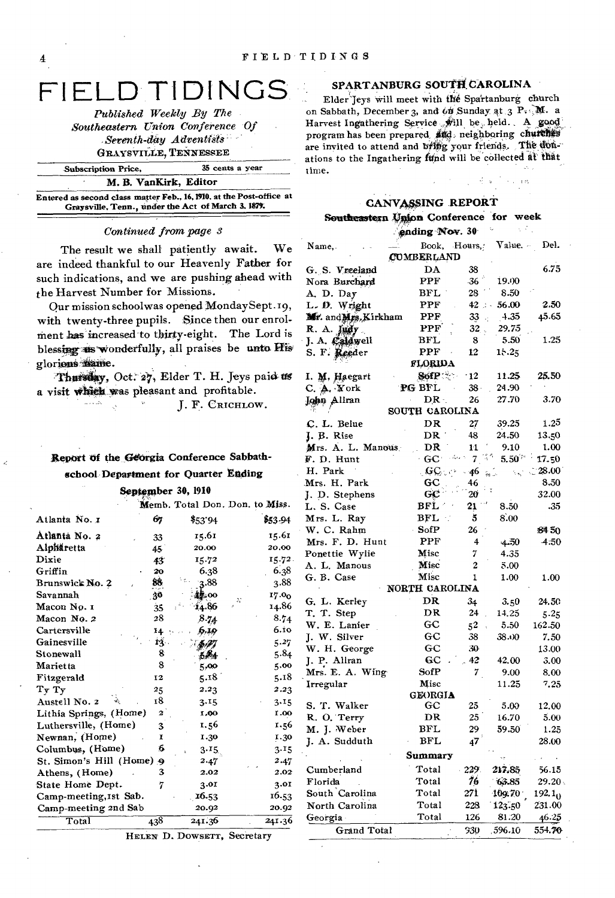# FIELD TIDINGS

*Published Weekly By The Southeastern Union Conference Of Seventh-day Adventists*

GRAYSVILLE, TENNESSEE

| Subscription Price, | 35 cents a year |
|---|---|

**M. B. VanKirk, Editor**

**Entered as second class matter Feb., 16, 1910, at the Post-office at Graysville, Tenn., under the Act of March 3, 1879.**

*Continued from page 3*

The result we shall patiently await. We are indeed thankful to our Heavenly Father for such indications, and we are pushing ahead with the Harvest Number for Missions.

Our mission school was opened Monday Sept. 19, with twenty-three pupils. Since then our enrolment has increased to thirty-eight. The Lord is blessing us wonderfully, all praises be unto His glorious name.

Thursday, Oct. 27, Elder T. H. Jeys paid us a visit which was pleasant and profitable.

J. F. CRICHLOW.

## Report of the Georgia Conference Sabbath-school Department for Quarter Ending September 30, 1910

| | Memb. | Total Don. | Don. to Miss. |
|---|---|---|---|
| Atlanta No. 1 | 67 | $53.94 | $53.94 |
| Atlanta No. 2 | 33 | 15.61 | 15.61 |
| Alpharetta | 45 | 20.00 | 20.00 |
| Dixie | 43 | 15.72 | 15.72 |
| Griffin | 20 | 6.38 | 6.38 |
| Brunswick No. 2 | 88 | 3.88 | 3.88 |
| Savannah | 30 | 17.00 | 17.00 |
| Macon No. 1 | 35 | 14.86 | 14.86 |
| Macon No. 2 | 28 | 8.74 | 8.74 |
| Cartersville | 14 | 6.10 | 6.10 |
| Gainesville | 13 | 5.27 | 5.27 |
| Stonewall | 8 | 5.84 | 5.84 |
| Marietta | 8 | 5.00 | 5.00 |
| Fitzgerald | 12 | 5.18 | 5.18 |
| Ty Ty | 25 | 2.23 | 2.23 |
| Austell No. 2 | 18 | 3.15 | 3.15 |
| Lithia Springs, (Home) | 2 | 1.00 | 1.00 |
| Luthersville, (Home) | 3 | 1.56 | 1.56 |
| Newnan, (Home) | 1 | 1.30 | 1.30 |
| Columbus, (Home) | 6 | 3.15 | 3.15 |
| St. Simon's Hill (Home) | 9 | 2.47 | 2.47 |
| Athens, (Home) | 3 | 2.02 | 2.02 |
| State Home Dept. | 7 | 3.01 | 3.01 |
| Camp-meeting, 1st Sab. | | 16.53 | 16.53 |
| Camp-meeting 2nd Sab | | 20.92 | 20.92 |
| Total | 438 | 241.36 | 241.36 |

HELEN D. DOWSETT, Secretary

## SPARTANBURG SOUTH CAROLINA

Elder Jeys will meet with the Spartanburg church on Sabbath, December 3, and on Sunday at 3 P. M. a Harvest Ingathering Service will be held. A good program has been prepared and neighboring churches are invited to attend and bring your friends. The donations to the Ingathering fund will be collected at that time.

## CANVASSING REPORT

### Southeastern Union Conference for week ending Nov. 30

| Name, | Book, | Hours, | Value. | Del. |
|---|---|---|---|---|
| **CUMBERLAND** | | | | |
| G. S. Vreeland | DA | 38 | | 6.75 |
| Nora Burchard | PPF | 36 | 19.00 | |
| A. D. Day | BFL | 28 | 8.50 | |
| L. D. Wright | PPF | 42 | 56.00 | 2.50 |
| Mr. and Mrs. Kirkham | PPF | 33 | 4.35 | 45.65 |
| R. A. Judy | PPF | 32 | 29.75 | |
| J. A. Caldwell | BFL | 8 | 5.50 | 1.25 |
| S. F. Reeder | PPF | 12 | 15.25 | |
| **FLORIDA** | | | | |
| I. M. Haegart | SofP | 12 | 11.25 | 25.50 |
| C. A. York | PG BFL | 38 | 24.90 | |
| John Allran | DR | 26 | 27.70 | 3.70 |
| **SOUTH CAROLINA** | | | | |
| C. L. Belue | DR | 27 | 39.25 | 1.25 |
| J. B. Rise | DR | 48 | 24.50 | 13.50 |
| Mrs. A. L. Manous | DR | 11 | 9.10 | 1.00 |
| F. D. Hunt | GC | 7 | 5.50 | 17.50 |
| H. Park | GC | 46 | | 28.00 |
| Mrs. H. Park | GC | 46 | | 8.50 |
| J. D. Stephens | GC | 20 | | 32.00 |
| L. S. Case | BFL | 21 | 8.50 | .35 |
| Mrs. L. Ray | BFL | 5 | 8.00 | |
| W. C. Rahm | SofP | 26 | | 84 50 |
| Mrs. F. D. Hunt | PPF | 4 | 4.50 | 4.50 |
| Ponettie Wylie | Misc | 7 | 4.35 | |
| A. L. Manous | Misc | 2 | 5.00 | |
| G. B. Case | Misc | 1 | 1.00 | 1.00 |
| **NORTH CAROLINA** | | | | |
| G. L. Kerley | DR | 34 | 3.50 | 24.50 |
| T. T. Step | DR | 24 | 14.25 | 5.25 |
| W. E. Lanier | GC | 52 | 5.50 | 162.50 |
| J. W. Silver | GC | 38 | 38.00 | 7.50 |
| W. H. George | GC | 30 | | 13.00 |
| J. P. Allran | GC | 42 | 42.00 | 3.00 |
| Mrs. E. A. Wing | SofP | 7 | 9.00 | 8.00 |
| Irregular | Misc | | 11.25 | 7.25 |
| **GEORGIA** | | | | |
| S. T. Walker | GC | 25 | 5.00 | 12.00 |
| R. O. Terry | DR | 25 | 16.70 | 5.00 |
| M. J. Weber | BFL | 29 | 59.50 | 1.25 |
| J. A. Sudduth | BFL | 47 | | 28.00 |
| **Summary** | | | | |
| Cumberland | Total | 229 | 217.85 | 56.15 |
| Florida | Total | 76 | 63.85 | 29.20 |
| South Carolina | Total | 271 | 109.70 | 192.10 |
| North Carolina | Total | 228 | 123.50 | 231.00 |
| Georgia | Total | 126 | 81.20 | 46.25 |
| Grand Total | | 930 | 596.10 | 554.70 |